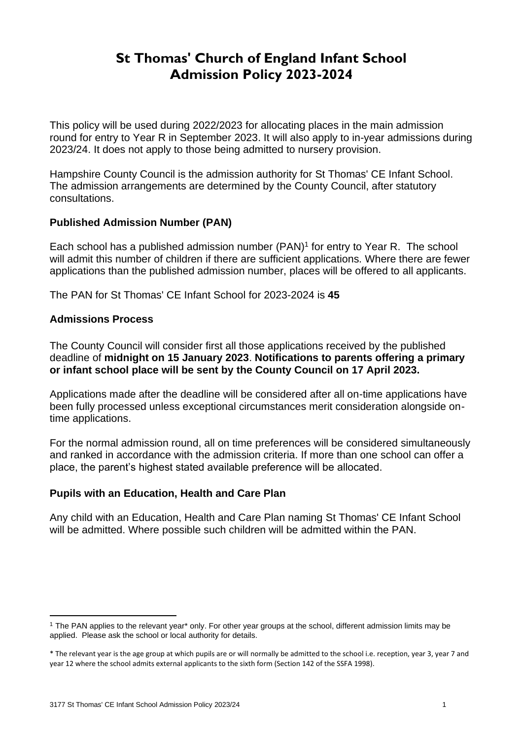# St Thomas' Church of England Infant School Admission Policy 2023-2024

This policy will be used during 2022/2023 for allocating places in the main admission round for entry to Year R in September 2023. It will also apply to in-year admissions during 2023/24. It does not apply to those being admitted to nursery provision.

Hampshire County Council is the admission authority for St Thomas' CE Infant School. The admission arrangements are determined by the County Council, after statutory consultations.

### Published Admission Number (PAN)

Each school has a published admission number (PAN)[1] for entry to Year R. The school will admit this number of children if there are sufficient applications. Where there are fewer applications than the published admission number, places will be offered to all applicants.

The PAN for St Thomas' CE Infant School for 2023-2024 is **45**

### Admissions Process

The County Council will consider first all those applications received by the published deadline of **midnight on 15 January 2023**. **Notifications to parents offering a primary or infant school place will be sent by the County Council on 17 April 2023.**

Applications made after the deadline will be considered after all on-time applications have been fully processed unless exceptional circumstances merit consideration alongside on-time applications.

For the normal admission round, all on time preferences will be considered simultaneously and ranked in accordance with the admission criteria. If more than one school can offer a place, the parent's highest stated available preference will be allocated.

### Pupils with an Education, Health and Care Plan

Any child with an Education, Health and Care Plan naming St Thomas' CE Infant School will be admitted. Where possible such children will be admitted within the PAN.

---

[1] The PAN applies to the relevant year* only. For other year groups at the school, different admission limits may be applied. Please ask the school or local authority for details.

* The relevant year is the age group at which pupils are or will normally be admitted to the school i.e. reception, year 3, year 7 and year 12 where the school admits external applicants to the sixth form (Section 142 of the SSFA 1998).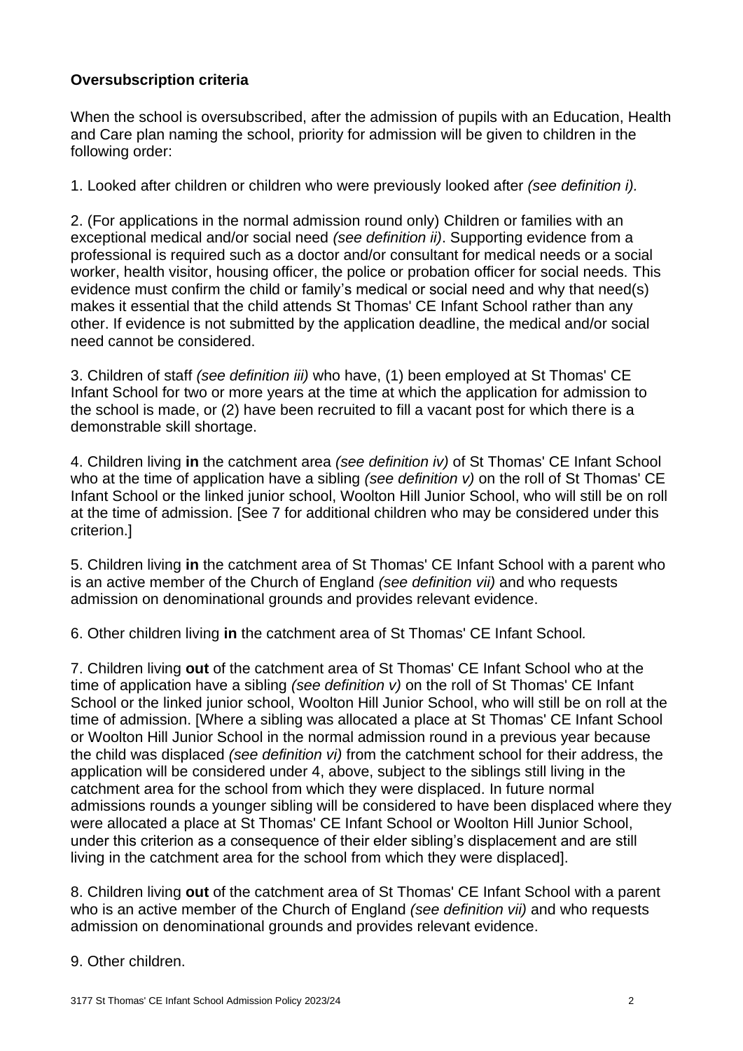**Oversubscription criteria**

When the school is oversubscribed, after the admission of pupils with an Education, Health and Care plan naming the school, priority for admission will be given to children in the following order:

1. Looked after children or children who were previously looked after *(see definition i).*

2. (For applications in the normal admission round only) Children or families with an exceptional medical and/or social need *(see definition ii)*. Supporting evidence from a professional is required such as a doctor and/or consultant for medical needs or a social worker, health visitor, housing officer, the police or probation officer for social needs. This evidence must confirm the child or family's medical or social need and why that need(s) makes it essential that the child attends St Thomas' CE Infant School rather than any other. If evidence is not submitted by the application deadline, the medical and/or social need cannot be considered.

3. Children of staff *(see definition iii)* who have, (1) been employed at St Thomas' CE Infant School for two or more years at the time at which the application for admission to the school is made, or (2) have been recruited to fill a vacant post for which there is a demonstrable skill shortage.

4. Children living **in** the catchment area *(see definition iv)* of St Thomas' CE Infant School who at the time of application have a sibling *(see definition v)* on the roll of St Thomas' CE Infant School or the linked junior school, Woolton Hill Junior School, who will still be on roll at the time of admission. [See 7 for additional children who may be considered under this criterion.]

5. Children living **in** the catchment area of St Thomas' CE Infant School with a parent who is an active member of the Church of England *(see definition vii)* and who requests admission on denominational grounds and provides relevant evidence.

6. Other children living **in** the catchment area of St Thomas' CE Infant School.

7. Children living **out** of the catchment area of St Thomas' CE Infant School who at the time of application have a sibling *(see definition v)* on the roll of St Thomas' CE Infant School or the linked junior school, Woolton Hill Junior School, who will still be on roll at the time of admission. [Where a sibling was allocated a place at St Thomas' CE Infant School or Woolton Hill Junior School in the normal admission round in a previous year because the child was displaced *(see definition vi)* from the catchment school for their address, the application will be considered under 4, above, subject to the siblings still living in the catchment area for the school from which they were displaced. In future normal admissions rounds a younger sibling will be considered to have been displaced where they were allocated a place at St Thomas' CE Infant School or Woolton Hill Junior School, under this criterion as a consequence of their elder sibling's displacement and are still living in the catchment area for the school from which they were displaced].

8. Children living **out** of the catchment area of St Thomas' CE Infant School with a parent who is an active member of the Church of England *(see definition vii)* and who requests admission on denominational grounds and provides relevant evidence.

9. Other children.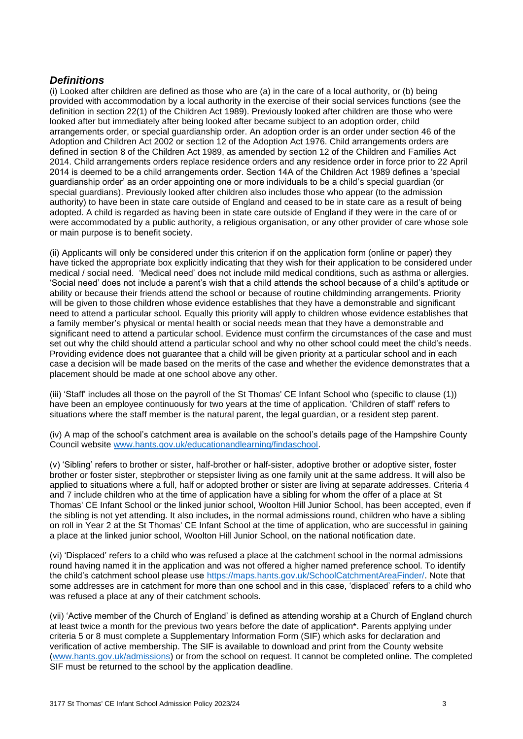## *Definitions*

(i) Looked after children are defined as those who are (a) in the care of a local authority, or (b) being provided with accommodation by a local authority in the exercise of their social services functions (see the definition in section 22(1) of the Children Act 1989). Previously looked after children are those who were looked after but immediately after being looked after became subject to an adoption order, child arrangements order, or special guardianship order. An adoption order is an order under section 46 of the Adoption and Children Act 2002 or section 12 of the Adoption Act 1976. Child arrangements orders are defined in section 8 of the Children Act 1989, as amended by section 12 of the Children and Families Act 2014. Child arrangements orders replace residence orders and any residence order in force prior to 22 April 2014 is deemed to be a child arrangements order. Section 14A of the Children Act 1989 defines a 'special guardianship order' as an order appointing one or more individuals to be a child's special guardian (or special guardians). Previously looked after children also includes those who appear (to the admission authority) to have been in state care outside of England and ceased to be in state care as a result of being adopted. A child is regarded as having been in state care outside of England if they were in the care of or were accommodated by a public authority, a religious organisation, or any other provider of care whose sole or main purpose is to benefit society.

(ii) Applicants will only be considered under this criterion if on the application form (online or paper) they have ticked the appropriate box explicitly indicating that they wish for their application to be considered under medical / social need. 'Medical need' does not include mild medical conditions, such as asthma or allergies. 'Social need' does not include a parent's wish that a child attends the school because of a child's aptitude or ability or because their friends attend the school or because of routine childminding arrangements. Priority will be given to those children whose evidence establishes that they have a demonstrable and significant need to attend a particular school. Equally this priority will apply to children whose evidence establishes that a family member's physical or mental health or social needs mean that they have a demonstrable and significant need to attend a particular school. Evidence must confirm the circumstances of the case and must set out why the child should attend a particular school and why no other school could meet the child's needs. Providing evidence does not guarantee that a child will be given priority at a particular school and in each case a decision will be made based on the merits of the case and whether the evidence demonstrates that a placement should be made at one school above any other.

(iii) 'Staff' includes all those on the payroll of the St Thomas' CE Infant School who (specific to clause (1)) have been an employee continuously for two years at the time of application. 'Children of staff' refers to situations where the staff member is the natural parent, the legal guardian, or a resident step parent.

(iv) A map of the school's catchment area is available on the school's details page of the Hampshire County Council website [www.hants.gov.uk/educationandlearning/findaschool](www.hants.gov.uk/educationandlearning/findaschool).

(v) 'Sibling' refers to brother or sister, half-brother or half-sister, adoptive brother or adoptive sister, foster brother or foster sister, stepbrother or stepsister living as one family unit at the same address. It will also be applied to situations where a full, half or adopted brother or sister are living at separate addresses. Criteria 4 and 7 include children who at the time of application have a sibling for whom the offer of a place at St Thomas' CE Infant School or the linked junior school, Woolton Hill Junior School, has been accepted, even if the sibling is not yet attending. It also includes, in the normal admissions round, children who have a sibling on roll in Year 2 at the St Thomas' CE Infant School at the time of application, who are successful in gaining a place at the linked junior school, Woolton Hill Junior School, on the national notification date.

(vi) 'Displaced' refers to a child who was refused a place at the catchment school in the normal admissions round having named it in the application and was not offered a higher named preference school. To identify the child's catchment school please use [https://maps.hants.gov.uk/SchoolCatchmentAreaFinder/](https://maps.hants.gov.uk/SchoolCatchmentAreaFinder/). Note that some addresses are in catchment for more than one school and in this case, 'displaced' refers to a child who was refused a place at any of their catchment schools.

(vii) 'Active member of the Church of England' is defined as attending worship at a Church of England church at least twice a month for the previous two years before the date of application*. Parents applying under criteria 5 or 8 must complete a Supplementary Information Form (SIF) which asks for declaration and verification of active membership. The SIF is available to download and print from the County website ([www.hants.gov.uk/admissions](www.hants.gov.uk/admissions)) or from the school on request. It cannot be completed online. The completed SIF must be returned to the school by the application deadline.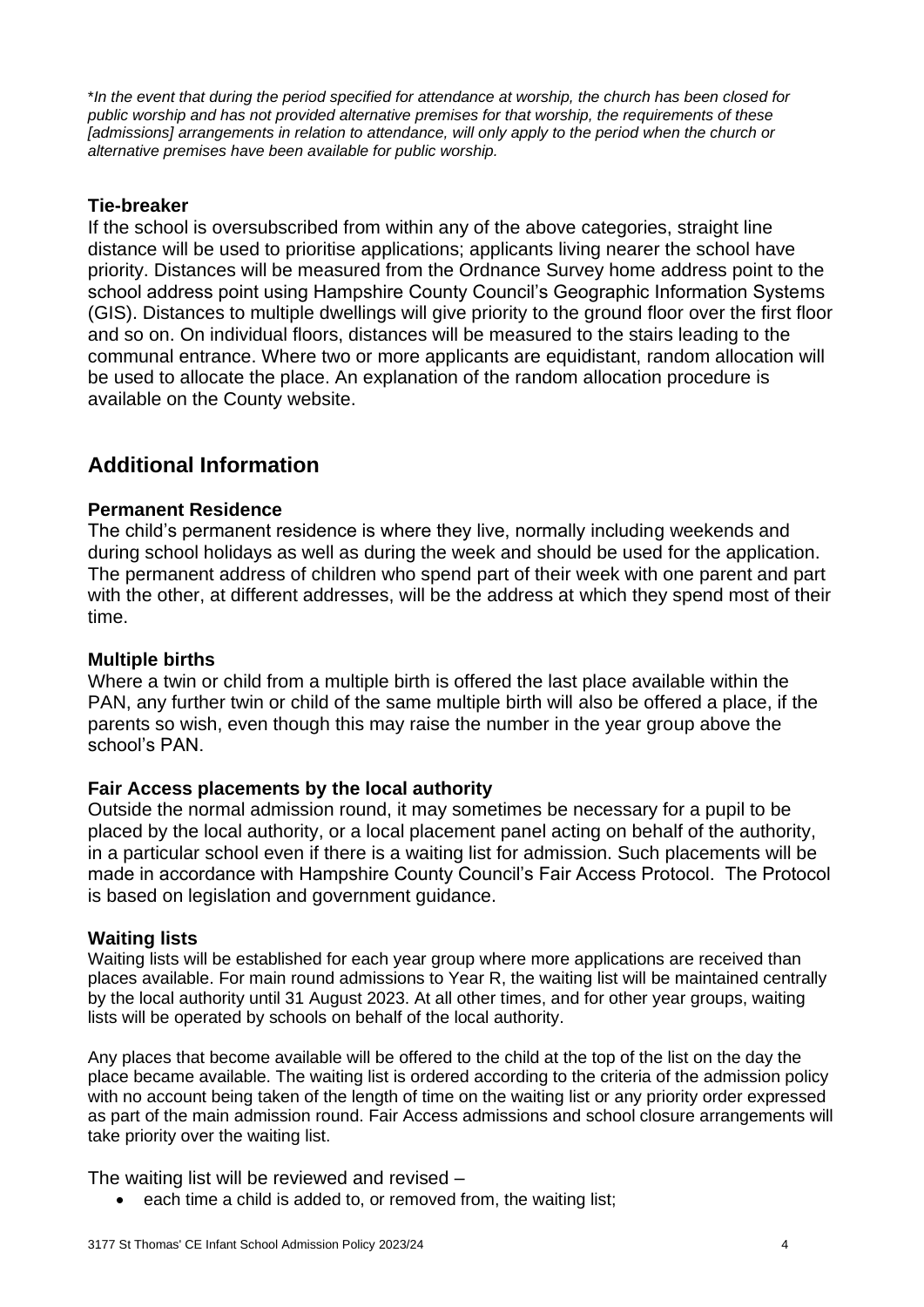*\*In the event that during the period specified for attendance at worship, the church has been closed for public worship and has not provided alternative premises for that worship, the requirements of these [admissions] arrangements in relation to attendance, will only apply to the period when the church or alternative premises have been available for public worship.*

### Tie-breaker

If the school is oversubscribed from within any of the above categories, straight line distance will be used to prioritise applications; applicants living nearer the school have priority. Distances will be measured from the Ordnance Survey home address point to the school address point using Hampshire County Council's Geographic Information Systems (GIS). Distances to multiple dwellings will give priority to the ground floor over the first floor and so on. On individual floors, distances will be measured to the stairs leading to the communal entrance. Where two or more applicants are equidistant, random allocation will be used to allocate the place. An explanation of the random allocation procedure is available on the County website.

## Additional Information

### Permanent Residence

The child's permanent residence is where they live, normally including weekends and during school holidays as well as during the week and should be used for the application. The permanent address of children who spend part of their week with one parent and part with the other, at different addresses, will be the address at which they spend most of their time.

### Multiple births

Where a twin or child from a multiple birth is offered the last place available within the PAN, any further twin or child of the same multiple birth will also be offered a place, if the parents so wish, even though this may raise the number in the year group above the school's PAN.

### Fair Access placements by the local authority

Outside the normal admission round, it may sometimes be necessary for a pupil to be placed by the local authority, or a local placement panel acting on behalf of the authority, in a particular school even if there is a waiting list for admission. Such placements will be made in accordance with Hampshire County Council's Fair Access Protocol. The Protocol is based on legislation and government guidance.

### Waiting lists

Waiting lists will be established for each year group where more applications are received than places available. For main round admissions to Year R, the waiting list will be maintained centrally by the local authority until 31 August 2023. At all other times, and for other year groups, waiting lists will be operated by schools on behalf of the local authority.

Any places that become available will be offered to the child at the top of the list on the day the place became available. The waiting list is ordered according to the criteria of the admission policy with no account being taken of the length of time on the waiting list or any priority order expressed as part of the main admission round. Fair Access admissions and school closure arrangements will take priority over the waiting list.

The waiting list will be reviewed and revised –

- each time a child is added to, or removed from, the waiting list;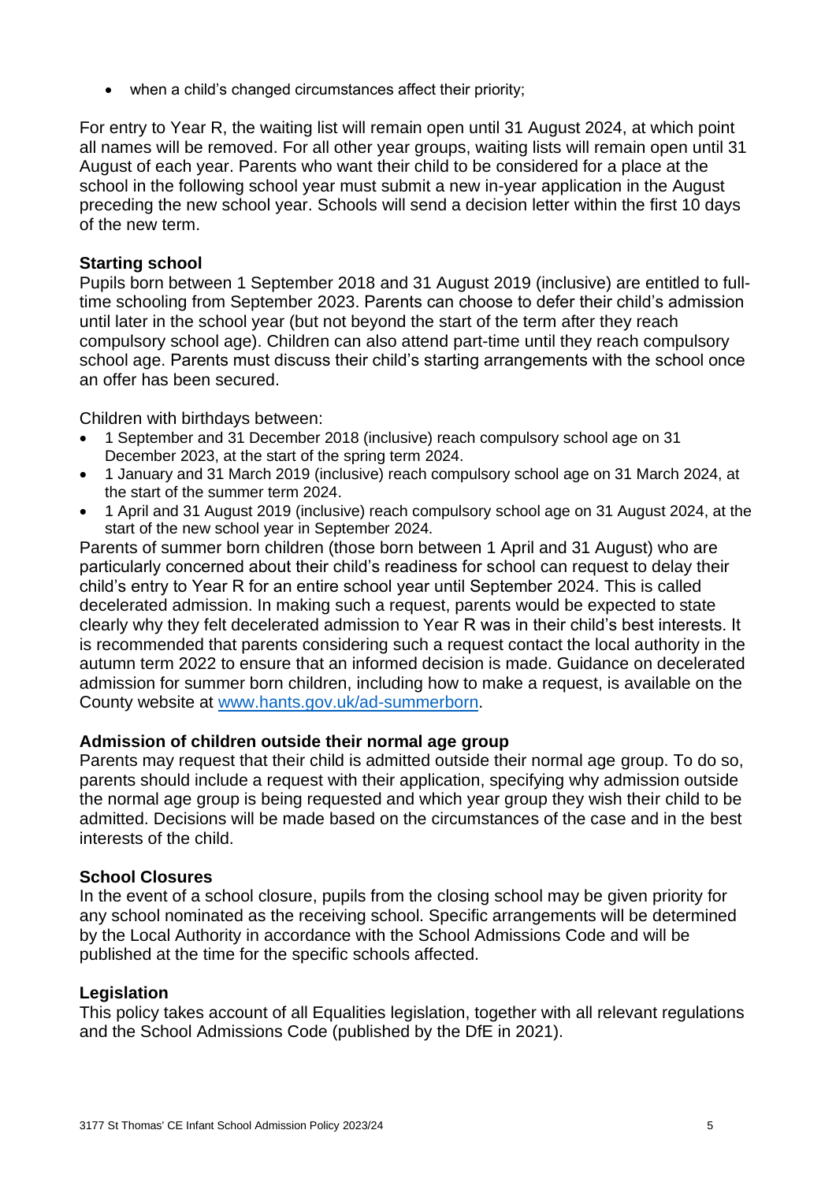- when a child's changed circumstances affect their priority;

For entry to Year R, the waiting list will remain open until 31 August 2024, at which point all names will be removed. For all other year groups, waiting lists will remain open until 31 August of each year. Parents who want their child to be considered for a place at the school in the following school year must submit a new in-year application in the August preceding the new school year. Schools will send a decision letter within the first 10 days of the new term.

**Starting school**

Pupils born between 1 September 2018 and 31 August 2019 (inclusive) are entitled to full-time schooling from September 2023. Parents can choose to defer their child's admission until later in the school year (but not beyond the start of the term after they reach compulsory school age). Children can also attend part-time until they reach compulsory school age. Parents must discuss their child's starting arrangements with the school once an offer has been secured.

Children with birthdays between:

- 1 September and 31 December 2018 (inclusive) reach compulsory school age on 31 December 2023, at the start of the spring term 2024.
- 1 January and 31 March 2019 (inclusive) reach compulsory school age on 31 March 2024, at the start of the summer term 2024.
- 1 April and 31 August 2019 (inclusive) reach compulsory school age on 31 August 2024, at the start of the new school year in September 2024.

Parents of summer born children (those born between 1 April and 31 August) who are particularly concerned about their child's readiness for school can request to delay their child's entry to Year R for an entire school year until September 2024. This is called decelerated admission. In making such a request, parents would be expected to state clearly why they felt decelerated admission to Year R was in their child's best interests. It is recommended that parents considering such a request contact the local authority in the autumn term 2022 to ensure that an informed decision is made. Guidance on decelerated admission for summer born children, including how to make a request, is available on the County website at www.hants.gov.uk/ad-summerborn.

**Admission of children outside their normal age group**

Parents may request that their child is admitted outside their normal age group. To do so, parents should include a request with their application, specifying why admission outside the normal age group is being requested and which year group they wish their child to be admitted. Decisions will be made based on the circumstances of the case and in the best interests of the child.

**School Closures**

In the event of a school closure, pupils from the closing school may be given priority for any school nominated as the receiving school. Specific arrangements will be determined by the Local Authority in accordance with the School Admissions Code and will be published at the time for the specific schools affected.

**Legislation**

This policy takes account of all Equalities legislation, together with all relevant regulations and the School Admissions Code (published by the DfE in 2021).